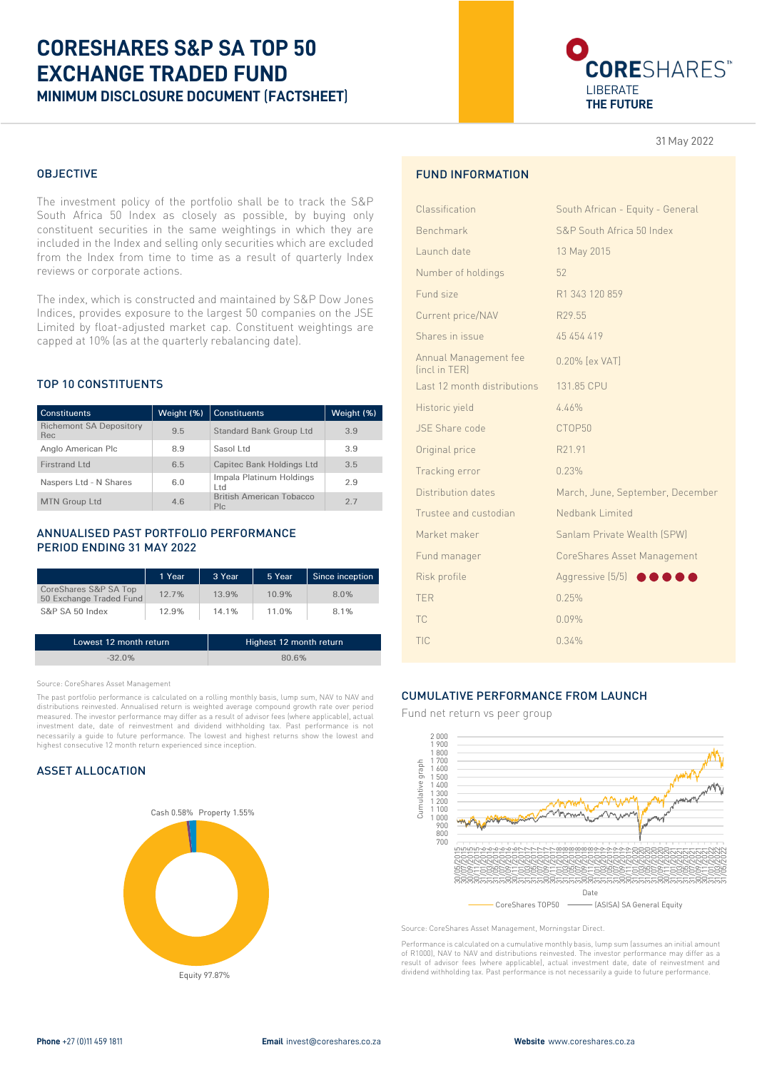# CORESHARES S&P SA TOP 50 EXCHANGE TRADED FUND

## MINIMUM DISCLOSURE DOCUMENT (FACTSHEET)

CORESHARES™ LIBERATE **THE FUTURE**

31 May 2022

## OBJECTIVE

The investment policy of the portfolio shall be to track the S&P South Africa 50 Index as closely as possible, by buying only constituent securities in the same weightings in which they are included in the Index and selling only securities which are excluded from the Index from time to time as a result of quarterly Index reviews or corporate actions.

The index, which is constructed and maintained by S&P Dow Jones Indices, provides exposure to the largest 50 companies on the JSE Limited by float-adjusted market cap. Constituent weightings are capped at 10% (as at the quarterly rebalancing date).

## TOP 10 CONSTITUENTS

| Constituents | Weight (%) | Constituents | Weight (%) |
|---|---|---|---|
| Richemont SA Depository Rec | 9.5 | Standard Bank Group Ltd | 3.9 |
| Anglo American Plc | 8.9 | Sasol Ltd | 3.9 |
| Firstrand Ltd | 6.5 | Capitec Bank Holdings Ltd | 3.5 |
| Naspers Ltd - N Shares | 6.0 | Impala Platinum Holdings Ltd | 2.9 |
| MTN Group Ltd | 4.6 | British American Tobacco Plc | 2.7 |

## ANNUALISED PAST PORTFOLIO PERFORMANCE PERIOD ENDING 31 MAY 2022

| | 1 Year | 3 Year | 5 Year | Since inception |
|---|---|---|---|---|
| CoreShares S&P SA Top 50 Exchange Traded Fund | 12.7% | 13.9% | 10.9% | 8.0% |
| S&P SA 50 Index | 12.9% | 14.1% | 11.0% | 8.1% |

| Lowest 12 month return | Highest 12 month return |
|---|---|
| -32.0% | 80.6% |

Source: CoreShares Asset Management

The past portfolio performance is calculated on a rolling monthly basis, lump sum, NAV to NAV and distributions reinvested. Annualised return is weighted average compound growth rate over period measured. The investor performance may differ as a result of advisor fees (where applicable), actual investment date, date of reinvestment and dividend withholding tax. Past performance is not necessarily a guide to future performance. The lowest and highest returns show the lowest and highest consecutive 12 month return experienced since inception.

## ASSET ALLOCATION

Cash 0.58% Property 1.55%

Equity 97.87%

## FUND INFORMATION

| | |
|---|---|
| Classification | South African - Equity - General |
| Benchmark | S&P South Africa 50 Index |
| Launch date | 13 May 2015 |
| Number of holdings | 52 |
| Fund size | R1 343 120 859 |
| Current price/NAV | R29.55 |
| Shares in issue | 45 454 419 |
| Annual Management fee (incl in TER) | 0.20% (ex VAT) |
| Last 12 month distributions | 131.85 CPU |
| Historic yield | 4.46% |
| JSE Share code | CTOP50 |
| Original price | R21.91 |
| Tracking error | 0.23% |
| Distribution dates | March, June, September, December |
| Trustee and custodian | Nedbank Limited |
| Market maker | Sanlam Private Wealth (SPW) |
| Fund manager | CoreShares Asset Management |
| Risk profile | Aggressive (5/5) ●●●●● |
| TER | 0.25% |
| TC | 0.09% |
| TIC | 0.34% |

## CUMULATIVE PERFORMANCE FROM LAUNCH

Fund net return vs peer group

Legend: CoreShares TOP50 — (ASISA) SA General Equity

Source: CoreShares Asset Management, Morningstar Direct.

Performance is calculated on a cumulative monthly basis, lump sum (assumes an initial amount of R1000), NAV to NAV and distributions reinvested. The investor performance may differ as a result of advisor fees (where applicable), actual investment date, date of reinvestment and dividend withholding tax. Past performance is not necessarily a guide to future performance.

**Phone** +27 (0)11 459 1811 **Email** invest@coreshares.co.za **Website** www.coreshares.co.za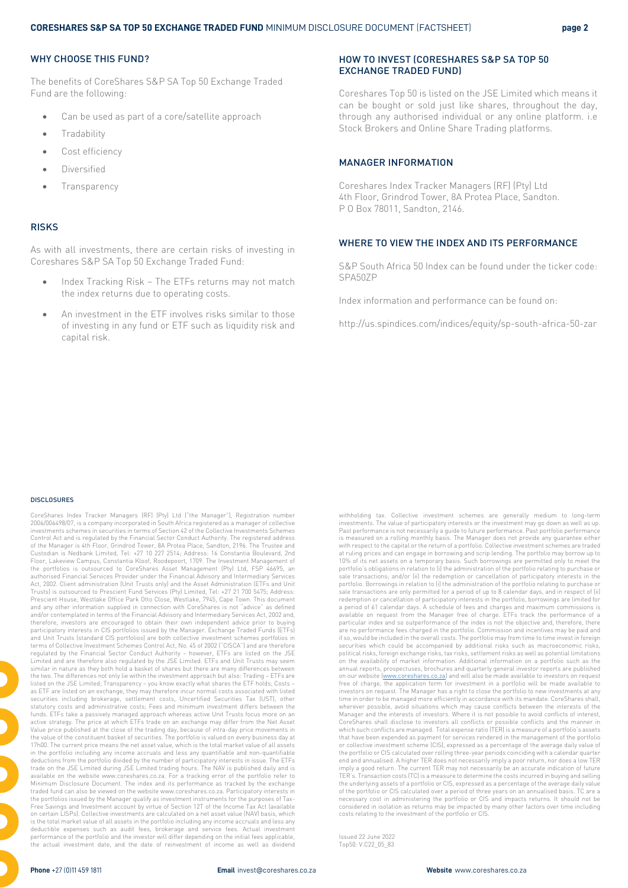## WHY CHOOSE THIS FUND?

The benefits of CoreShares S&P SA Top 50 Exchange Traded Fund are the following:

- Can be used as part of a core/satellite approach
- Tradability
- Cost efficiency
- Diversified
- Transparency

## RISKS

As with all investments, there are certain risks of investing in Coreshares S&P SA Top 50 Exchange Traded Fund:

- Index Tracking Risk – The ETFs returns may not match the index returns due to operating costs.
- An investment in the ETF involves risks similar to those of investing in any fund or ETF such as liquidity risk and capital risk.

## HOW TO INVEST (CORESHARES S&P SA TOP 50 EXCHANGE TRADED FUND)

Coreshares Top 50 is listed on the JSE Limited which means it can be bought or sold just like shares, throughout the day, through any authorised individual or any online platform. i.e Stock Brokers and Online Share Trading platforms.

## MANAGER INFORMATION

Coreshares Index Tracker Managers (RF) (Pty) Ltd
4th Floor, Grindrod Tower, 8A Protea Place, Sandton.
P O Box 78011, Sandton, 2146.

## WHERE TO VIEW THE INDEX AND ITS PERFORMANCE

S&P South Africa 50 Index can be found under the ticker code: SPA50ZP

Index information and performance can be found on:

http://us.spindices.com/indices/equity/sp-south-africa-50-zar

### DISCLOSURES

CoreShares Index Tracker Managers (RF) (Pty) Ltd ("the Manager"), Registration number 2006/006498/07, is a company incorporated in South Africa registered as a manager of collective investments schemes in securities in terms of Section 42 of the Collective Investments Schemes Control Act and is regulated by the Financial Sector Conduct Authority. The registered address of the Manager is 4th Floor, Grindrod Tower, 8A Protea Place, Sandton, 2196. The Trustee and Custodian is Nedbank Limited, Tel: +27 10 227 2514; Address: 16 Constantia Boulevard, 2nd Floor, Lakeview Campus, Constantia Kloof, Roodepoort, 1709. The Investment Management of the portfolios is outsourced to CoreShares Asset Management (Pty) Ltd, FSP 46695, an authorised Financial Services Provider under the Financial Advisory and Intermediary Services Act, 2002. Client administration (Unit Trusts only) and the Asset Administration (ETFs and Unit Trusts) is outsourced to Prescient Fund Services (Pty) Limited, Tel: +27 21 700 5475; Address: Prescient House, Westlake Office Park Otto Close, Westlake, 7945, Cape Town. This document and any other information supplied in connection with CoreShares is not "advice" as defined and/or contemplated in terms of the Financial Advisory and Intermediary Services Act, 2002 and, therefore, investors are encouraged to obtain their own independent advice prior to buying participatory interests in CIS portfolios issued by the Manager. Exchange Traded Funds (ETFs) and Unit Trusts (standard CIS portfolios) are both collective investment schemes portfolios in terms of Collective Investment Schemes Control Act, No. 45 of 2002 ("CISCA") and are therefore regulated by the Financial Sector Conduct Authority – however, ETFs are listed on the JSE Limited and are therefore also regulated by the JSE Limited. ETFs and Unit Trusts may seem similar in nature as they both hold a basket of shares but there are many differences between the two. The differences not only lie within the investment approach but also: Trading – ETFs are listed on the JSE Limited; Transparency – you know exactly what shares the ETF holds; Costs – as ETF are listed on an exchange, they may therefore incur normal costs associated with listed securities including brokerage, settlement costs, Uncertified Securities Tax (UST), other statutory costs and administrative costs; Fees and minimum investment differs between the funds. ETFs take a passively managed approach whereas active Unit Trusts focus more on an active strategy. The price at which ETFs trade on an exchange may differ from the Net Asset Value price published at the close of the trading day, because of intra-day price movements in the value of the constituent basket of securities. The portfolio is valued on every business day at 17h00. The current price means the net asset value, which is the total market value of all assets in the portfolio including any income accruals and less any quantifiable and non-quantifiable deductions from the portfolio divided by the number of participatory interests in issue. The ETFs trade on the JSE Limited during JSE Limited trading hours. The NAV is published daily and is available on the website www.coreshares.co.za. For a tracking error of the portfolio refer to Minimum Disclosure Document. The index and its performance as tracked by the exchange traded fund can also be viewed on the website www.coreshares.co.za. Participatory interests in the portfolios issued by the Manager qualify as investment instruments for the purposes of Tax-Free Savings and Investment account by virtue of Section 12T of the Income Tax Act (available on certain LISPs). Collective investments are calculated on a net asset value (NAV) basis, which is the total market value of all assets in the portfolio including any income accruals and less any deductible expenses such as audit fees, brokerage and service fees. Actual investment performance of the portfolio and the investor will differ depending on the initial fees applicable, the actual investment date, and the date of reinvestment of income as well as dividend withholding tax. Collective investment schemes are generally medium to long-term investments. The value of participatory interests or the investment may go down as well as up. Past performance is not necessarily a guide to future performance. Past portfolio performance is measured on a rolling monthly basis. The Manager does not provide any guarantee either with respect to the capital or the return of a portfolio. Collective investment schemes are traded at ruling prices and can engage in borrowing and scrip lending. The portfolio may borrow up to 10% of its net assets on a temporary basis. Such borrowings are permitted only to meet the portfolio's obligations in relation to (i) the administration of the portfolio relating to purchase or sale transactions; and/or (ii) the redemption or cancellation of participatory interests in the portfolio. Borrowings in relation to (i) the administration of the portfolio relating to purchase or sale transactions are only permitted for a period of up to 8 calendar days, and in respect of (ii) redemption or cancellation of participatory interests in the portfolio, borrowings are limited for a period of 61 calendar days. A schedule of fees and charges and maximum commissions is available on request from the Manager free of charge. ETFs track the performance of a particular index and so outperformance of the index is not the objective and, therefore, there are no performance fees charged in the portfolio. Commission and incentives may be paid and if so, would be included in the overall costs. The portfolio may from time to time invest in foreign securities which could be accompanied by additional risks such as macroeconomic risks, political risks, foreign exchange risks, tax risks, settlement risks as well as potential limitations on the availability of market information. Additional information on a portfolio such as the annual reports, prospectuses, brochures and quarterly general investor reports are published on our website (www.coreshares.co.za) and will also be made available to investors on request free of charge, the application form for investment in a portfolio will be made available to investors on request. The Manager has a right to close the portfolio to new investments at any time in order to be managed more efficiently in accordance with its mandate. CoreShares shall, wherever possible, avoid situations which may cause conflicts between the interests of the Manager and the interests of investors. Where it is not possible to avoid conflicts of interest, CoreShares shall disclose to investors all conflicts or possible conflicts and the manner in which such conflicts are managed. Total expense ratio (TER) is a measure of a portfolio's assets that have been expended as payment for services rendered in the management of the portfolio or collective investment scheme (CIS), expressed as a percentage of the average daily value of the portfolio or CIS calculated over rolling three-year periods coinciding with a calendar quarter end and annualised. A higher TER does not necessarily imply a poor return, nor does a low TER imply a good return. The current TER may not necessarily be an accurate indication of future TER's. Transaction costs (TC) is a measure to determine the costs incurred in buying and selling the underlying assets of a portfolio or CIS, expressed as a percentage of the average daily value of the portfolio or CIS calculated over a period of three years on an annualised basis. TC are a necessary cost in administering the portfolio or CIS and impacts returns. It should not be considered in isolation as returns may be impacted by many other factors over time including costs relating to the investment of the portfolio or CIS.

Issued 22 June 2022
Top50: V.C22_05_83

**Phone** +27 (0)11 459 1811 **Email** invest@coreshares.co.za **Website** www.coreshares.co.za